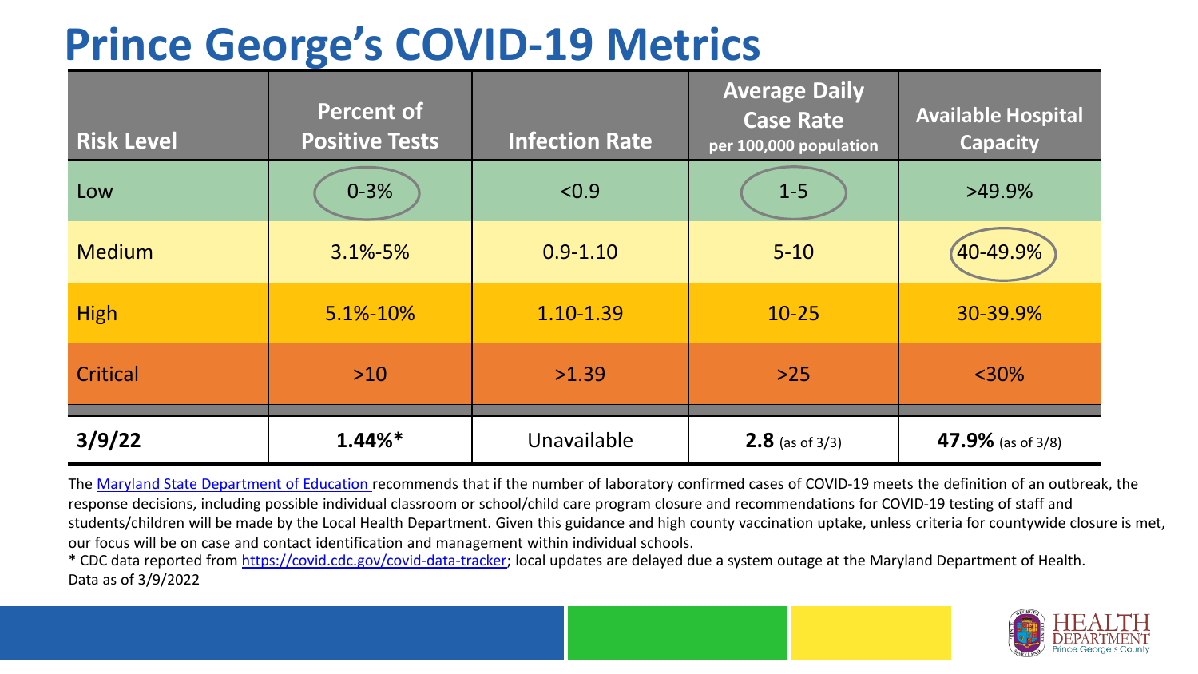# Prince George's COVID-19 Metrics

| Risk Level | Percent of Positive Tests | Infection Rate | Average Daily Case Rate per 100,000 population | Available Hospital Capacity |
|---|---|---|---|---|
| Low | 0-3% | <0.9 | 1-5 | >49.9% |
| Medium | 3.1%-5% | 0.9-1.10 | 5-10 | 40-49.9% |
| High | 5.1%-10% | 1.10-1.39 | 10-25 | 30-39.9% |
| Critical | >10 | >1.39 | >25 | <30% |
| **3/9/22** | **1.44%*** | Unavailable | **2.8** (as of 3/3) | **47.9%** (as of 3/8) |

The Maryland State Department of Education recommends that if the number of laboratory confirmed cases of COVID-19 meets the definition of an outbreak, the response decisions, including possible individual classroom or school/child care program closure and recommendations for COVID-19 testing of staff and students/children will be made by the Local Health Department. Given this guidance and high county vaccination uptake, unless criteria for countywide closure is met, our focus will be on case and contact identification and management within individual schools.

* CDC data reported from https://covid.cdc.gov/covid-data-tracker; local updates are delayed due a system outage at the Maryland Department of Health.

Data as of 3/9/2022

HEALTH DEPARTMENT Prince George's County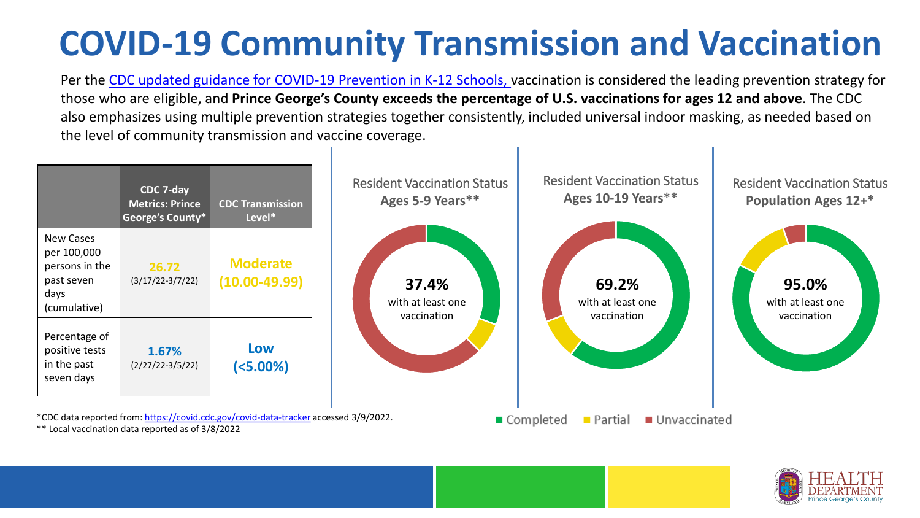# COVID-19 Community Transmission and Vaccination

Per the CDC updated guidance for COVID-19 Prevention in K-12 Schools, vaccination is considered the leading prevention strategy for those who are eligible, and **Prince George's County exceeds the percentage of U.S. vaccinations for ages 12 and above**. The CDC also emphasizes using multiple prevention strategies together consistently, included universal indoor masking, as needed based on the level of community transmission and vaccine coverage.

| | CDC 7-day Metrics: Prince George's County* | CDC Transmission Level* |
|---|---|---|
| New Cases per 100,000 persons in the past seven days (cumulative) | **26.72** (3/17/22-3/7/22) | **Moderate (10.00-49.99)** |
| Percentage of positive tests in the past seven days | **1.67%** (2/27/22-3/5/22) | **Low (<5.00%)** |

*CDC data reported from: https://covid.cdc.gov/covid-data-tracker accessed 3/9/2022.

** Local vaccination data reported as of 3/8/2022

Resident Vaccination Status **Ages 5-9 Years****

**37.4%** with at least one vaccination

Resident Vaccination Status **Ages 10-19 Years****

**69.2%** with at least one vaccination

Resident Vaccination Status **Population Ages 12+***

**95.0%** with at least one vaccination

■ Completed ■ Partial ■ Unvaccinated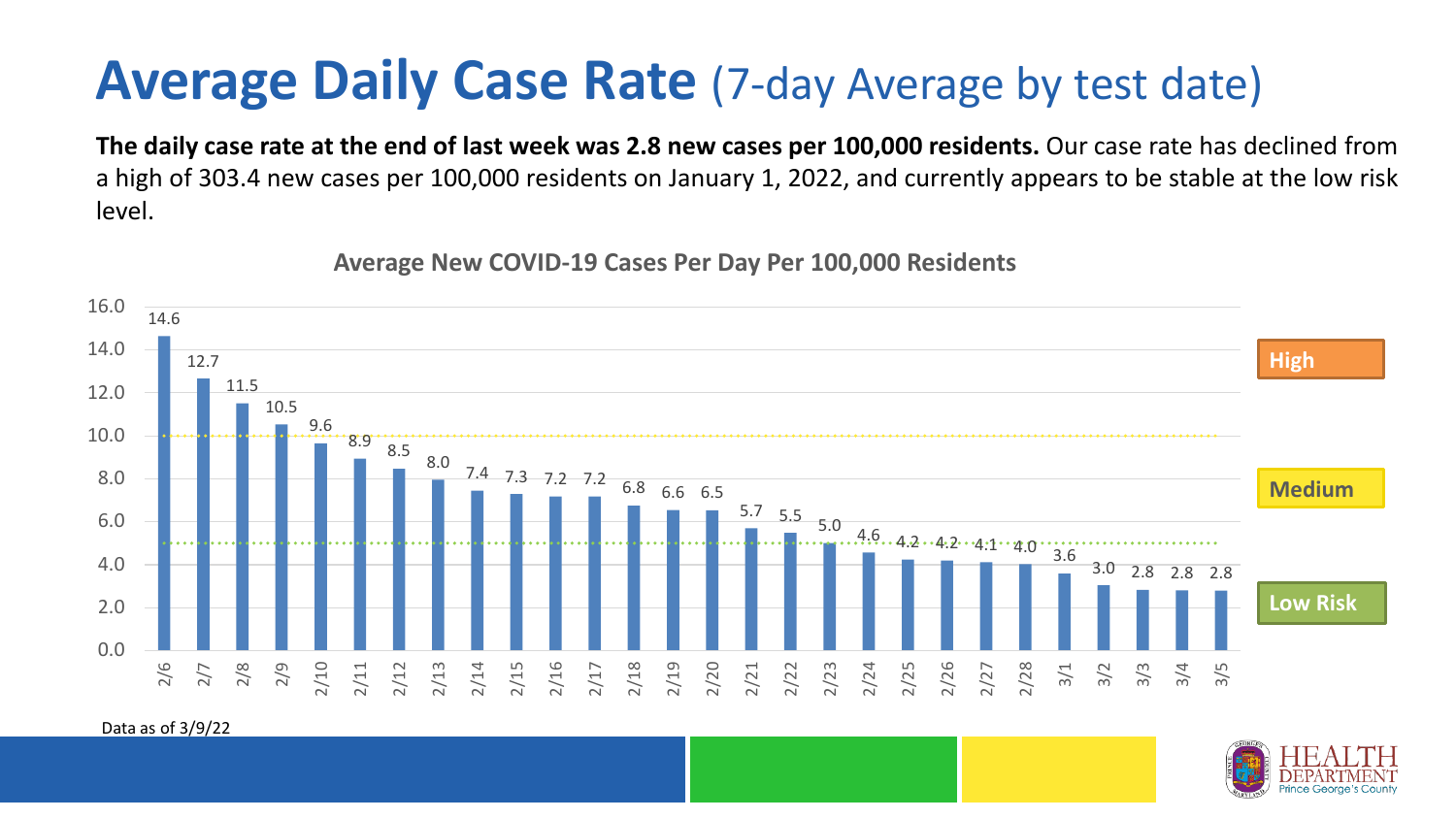# Average Daily Case Rate (7-day Average by test date)

**The daily case rate at the end of last week was 2.8 new cases per 100,000 residents.** Our case rate has declined from a high of 303.4 new cases per 100,000 residents on January 1, 2022, and currently appears to be stable at the low risk level.

**Average New COVID-19 Cases Per Day Per 100,000 Residents**

| Date | Cases per 100,000 |
| --- | --- |
| 2/6 | 14.6 |
| 2/7 | 12.7 |
| 2/8 | 11.5 |
| 2/9 | 10.5 |
| 2/10 | 9.6 |
| 2/11 | 8.9 |
| 2/12 | 8.5 |
| 2/13 | 8.0 |
| 2/14 | 7.4 |
| 2/15 | 7.3 |
| 2/16 | 7.2 |
| 2/17 | 7.2 |
| 2/18 | 6.8 |
| 2/19 | 6.6 |
| 2/20 | 6.5 |
| 2/21 | 5.7 |
| 2/22 | 5.5 |
| 2/23 | 5.0 |
| 2/24 | 4.6 |
| 2/25 | 4.2 |
| 2/26 | 4.2 |
| 2/27 | 4.1 |
| 2/28 | 4.0 |
| 3/1 | 3.6 |
| 3/2 | 3.0 |
| 3/3 | 2.8 |
| 3/4 | 2.8 |
| 3/5 | 2.8 |

High | Medium | Low Risk

Data as of 3/9/22

HEALTH DEPARTMENT Prince George's County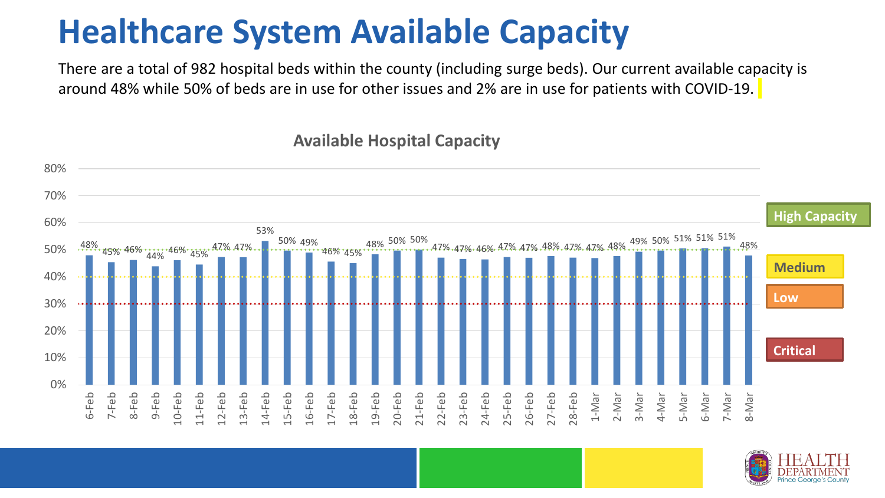# Healthcare System Available Capacity

There are a total of 982 hospital beds within the county (including surge beds). Our current available capacity is around 48% while 50% of beds are in use for other issues and 2% are in use for patients with COVID-19.

**Available Hospital Capacity**

80%
70%
60%
50%
40%
30%
20%
10%
0%

48% 45% 46% 44% 46% 45% 47% 47% 53% 50% 49% 46% 45% 48% 50% 50% 47% 47% 46% 47% 47% 48% 47% 47% 48% 49% 50% 51% 51% 51% 48%

6-Feb 7-Feb 8-Feb 9-Feb 10-Feb 11-Feb 12-Feb 13-Feb 14-Feb 15-Feb 16-Feb 17-Feb 18-Feb 19-Feb 20-Feb 21-Feb 22-Feb 23-Feb 24-Feb 25-Feb 26-Feb 27-Feb 28-Feb 1-Mar 2-Mar 3-Mar 4-Mar 5-Mar 6-Mar 7-Mar 8-Mar

High Capacity

Medium

Low

Critical

HEALTH DEPARTMENT
Prince George's County